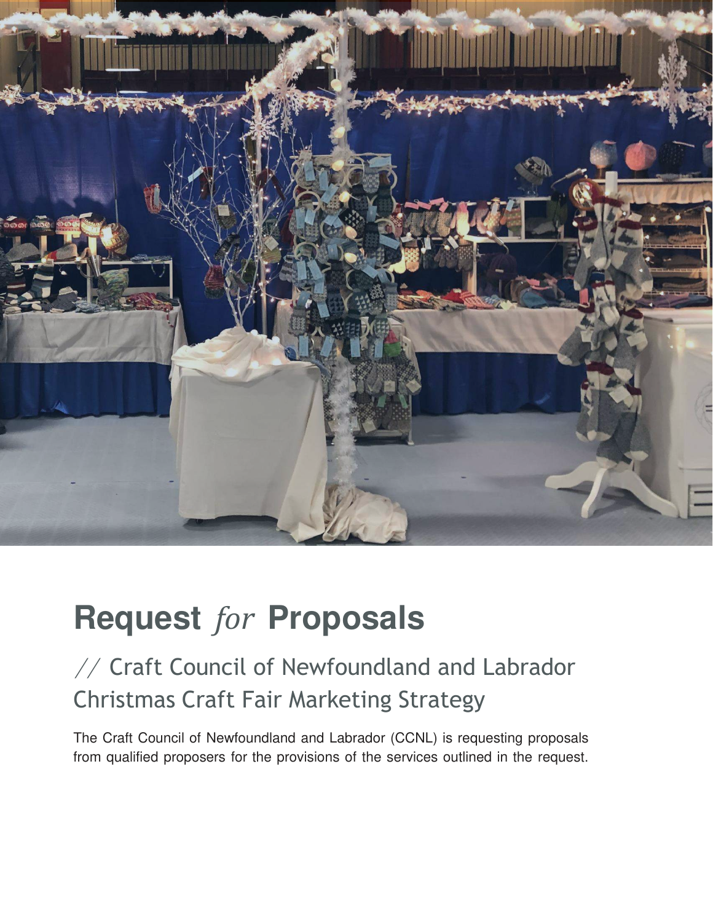# Request *for* Proposals

## // Craft Council of Newfoundland and Labrador Christmas Craft Fair Marketing Strategy

The Craft Council of Newfoundland and Labrador (CCNL) is requesting proposals from qualified proposers for the provisions of the services outlined in the request.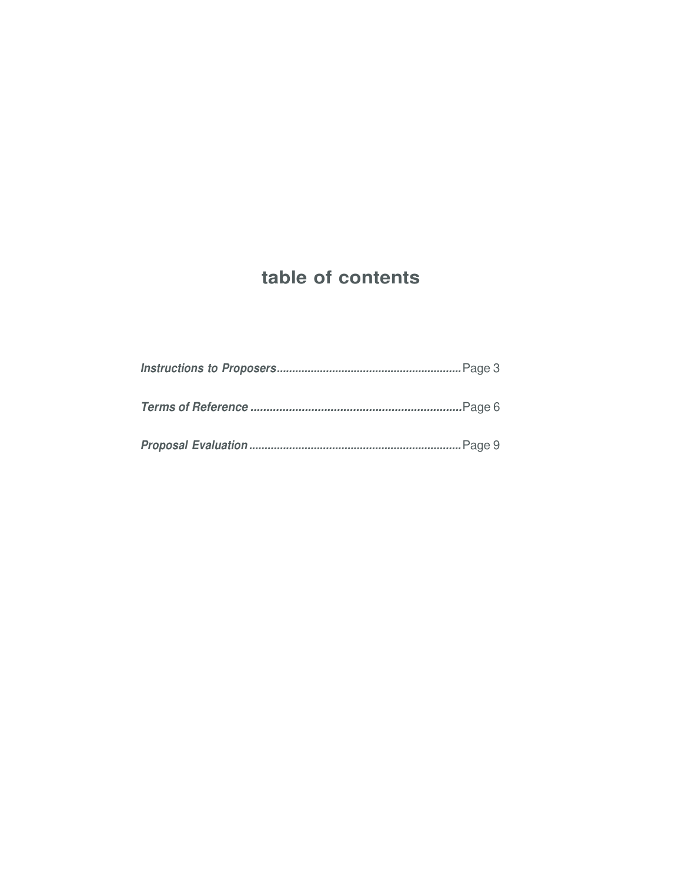# table of contents

***Instructions to Proposers***..........................................................Page 3

***Terms of Reference***..................................................................Page 6

***Proposal Evaluation***..................................................................Page 9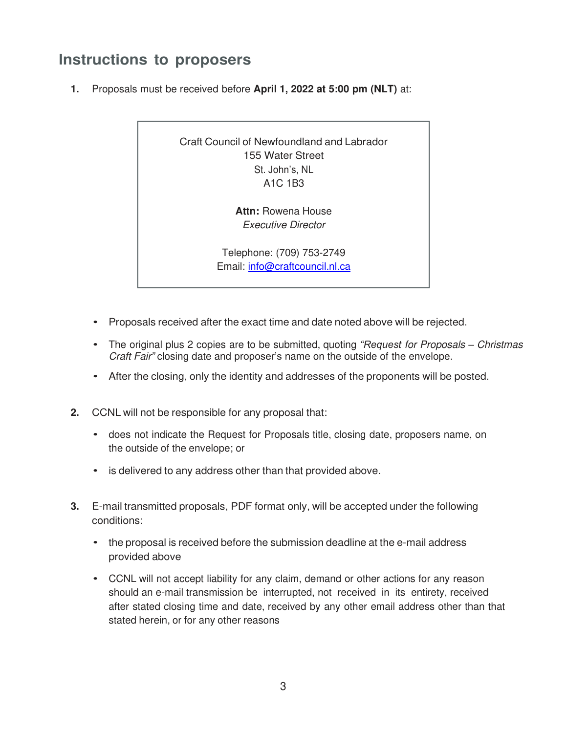## Instructions to proposers

1. Proposals must be received before **April 1, 2022 at 5:00 pm (NLT)** at:

> Craft Council of Newfoundland and Labrador
> 155 Water Street
> St. John's, NL
> A1C 1B3
>
> **Attn:** Rowena House
> *Executive Director*
>
> Telephone: (709) 753-2749
> Email: info@craftcouncil.nl.ca

- Proposals received after the exact time and date noted above will be rejected.
- The original plus 2 copies are to be submitted, quoting *"Request for Proposals – Christmas Craft Fair"* closing date and proposer's name on the outside of the envelope.
- After the closing, only the identity and addresses of the proponents will be posted.

2. CCNL will not be responsible for any proposal that:

- does not indicate the Request for Proposals title, closing date, proposers name, on the outside of the envelope; or
- is delivered to any address other than that provided above.

3. E-mail transmitted proposals, PDF format only, will be accepted under the following conditions:

- the proposal is received before the submission deadline at the e-mail address provided above
- CCNL will not accept liability for any claim, demand or other actions for any reason should an e-mail transmission be interrupted, not received in its entirety, received after stated closing time and date, received by any other email address other than that stated herein, or for any other reasons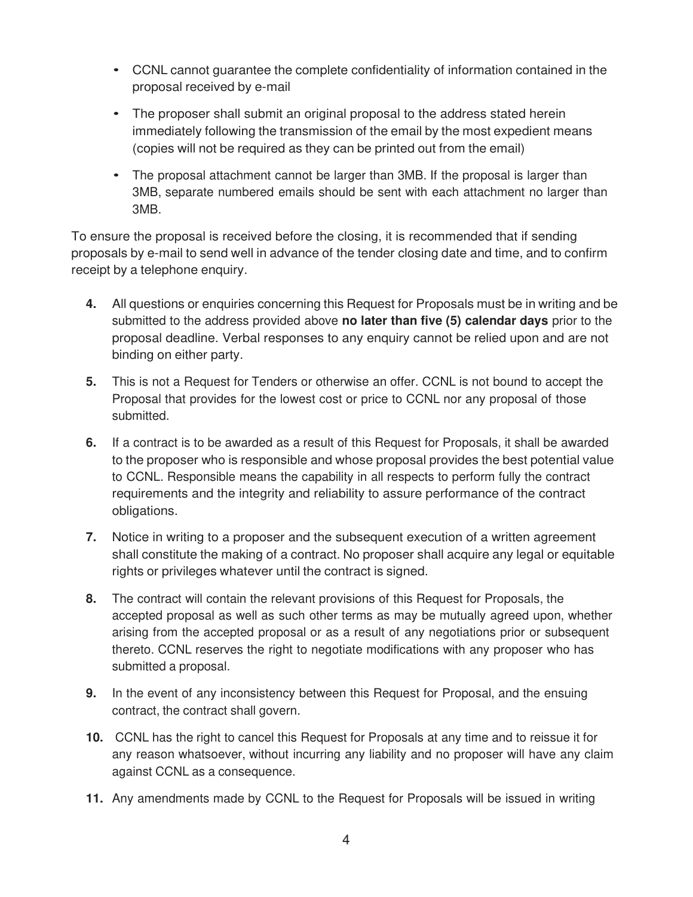- CCNL cannot guarantee the complete confidentiality of information contained in the proposal received by e-mail
- The proposer shall submit an original proposal to the address stated herein immediately following the transmission of the email by the most expedient means (copies will not be required as they can be printed out from the email)
- The proposal attachment cannot be larger than 3MB. If the proposal is larger than 3MB, separate numbered emails should be sent with each attachment no larger than 3MB.

To ensure the proposal is received before the closing, it is recommended that if sending proposals by e-mail to send well in advance of the tender closing date and time, and to confirm receipt by a telephone enquiry.

4. All questions or enquiries concerning this Request for Proposals must be in writing and be submitted to the address provided above **no later than five (5) calendar days** prior to the proposal deadline. Verbal responses to any enquiry cannot be relied upon and are not binding on either party.

5. This is not a Request for Tenders or otherwise an offer. CCNL is not bound to accept the Proposal that provides for the lowest cost or price to CCNL nor any proposal of those submitted.

6. If a contract is to be awarded as a result of this Request for Proposals, it shall be awarded to the proposer who is responsible and whose proposal provides the best potential value to CCNL. Responsible means the capability in all respects to perform fully the contract requirements and the integrity and reliability to assure performance of the contract obligations.

7. Notice in writing to a proposer and the subsequent execution of a written agreement shall constitute the making of a contract. No proposer shall acquire any legal or equitable rights or privileges whatever until the contract is signed.

8. The contract will contain the relevant provisions of this Request for Proposals, the accepted proposal as well as such other terms as may be mutually agreed upon, whether arising from the accepted proposal or as a result of any negotiations prior or subsequent thereto. CCNL reserves the right to negotiate modifications with any proposer who has submitted a proposal.

9. In the event of any inconsistency between this Request for Proposal, and the ensuing contract, the contract shall govern.

10. CCNL has the right to cancel this Request for Proposals at any time and to reissue it for any reason whatsoever, without incurring any liability and no proposer will have any claim against CCNL as a consequence.

11. Any amendments made by CCNL to the Request for Proposals will be issued in writing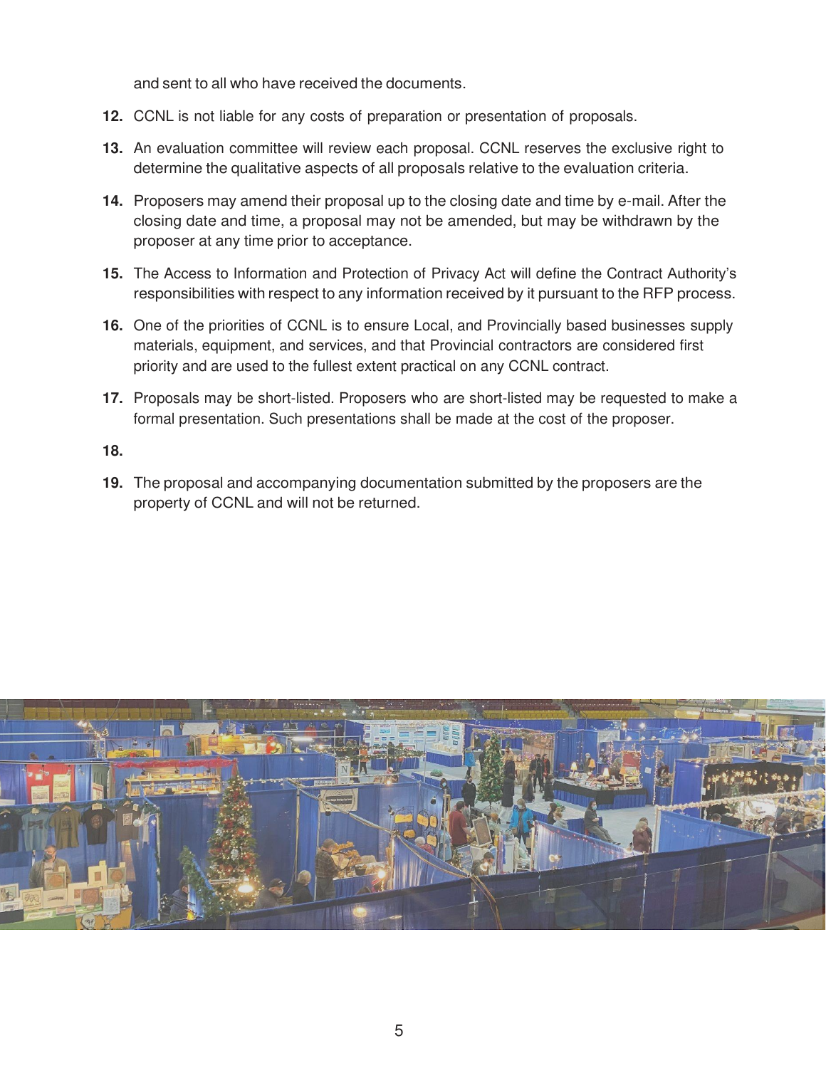and sent to all who have received the documents.

12. CCNL is not liable for any costs of preparation or presentation of proposals.

13. An evaluation committee will review each proposal. CCNL reserves the exclusive right to determine the qualitative aspects of all proposals relative to the evaluation criteria.

14. Proposers may amend their proposal up to the closing date and time by e-mail. After the closing date and time, a proposal may not be amended, but may be withdrawn by the proposer at any time prior to acceptance.

15. The Access to Information and Protection of Privacy Act will define the Contract Authority's responsibilities with respect to any information received by it pursuant to the RFP process.

16. One of the priorities of CCNL is to ensure Local, and Provincially based businesses supply materials, equipment, and services, and that Provincial contractors are considered first priority and are used to the fullest extent practical on any CCNL contract.

17. Proposals may be short-listed. Proposers who are short-listed may be requested to make a formal presentation. Such presentations shall be made at the cost of the proposer.

18.

19. The proposal and accompanying documentation submitted by the proposers are the property of CCNL and will not be returned.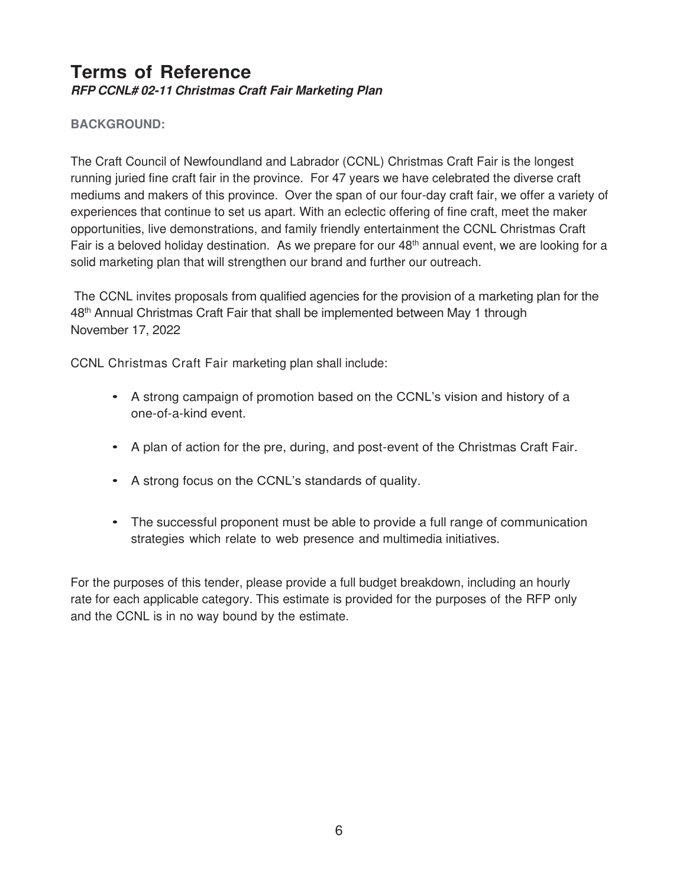# Terms of Reference

***RFP CCNL# 02-11 Christmas Craft Fair Marketing Plan***

**BACKGROUND:**

The Craft Council of Newfoundland and Labrador (CCNL) Christmas Craft Fair is the longest running juried fine craft fair in the province. For 47 years we have celebrated the diverse craft mediums and makers of this province. Over the span of our four-day craft fair, we offer a variety of experiences that continue to set us apart. With an eclectic offering of fine craft, meet the maker opportunities, live demonstrations, and family friendly entertainment the CCNL Christmas Craft Fair is a beloved holiday destination. As we prepare for our 48th annual event, we are looking for a solid marketing plan that will strengthen our brand and further our outreach.

The CCNL invites proposals from qualified agencies for the provision of a marketing plan for the 48th Annual Christmas Craft Fair that shall be implemented between May 1 through November 17, 2022

CCNL Christmas Craft Fair marketing plan shall include:

- A strong campaign of promotion based on the CCNL's vision and history of a one-of-a-kind event.
- A plan of action for the pre, during, and post-event of the Christmas Craft Fair.
- A strong focus on the CCNL's standards of quality.
- The successful proponent must be able to provide a full range of communication strategies which relate to web presence and multimedia initiatives.

For the purposes of this tender, please provide a full budget breakdown, including an hourly rate for each applicable category. This estimate is provided for the purposes of the RFP only and the CCNL is in no way bound by the estimate.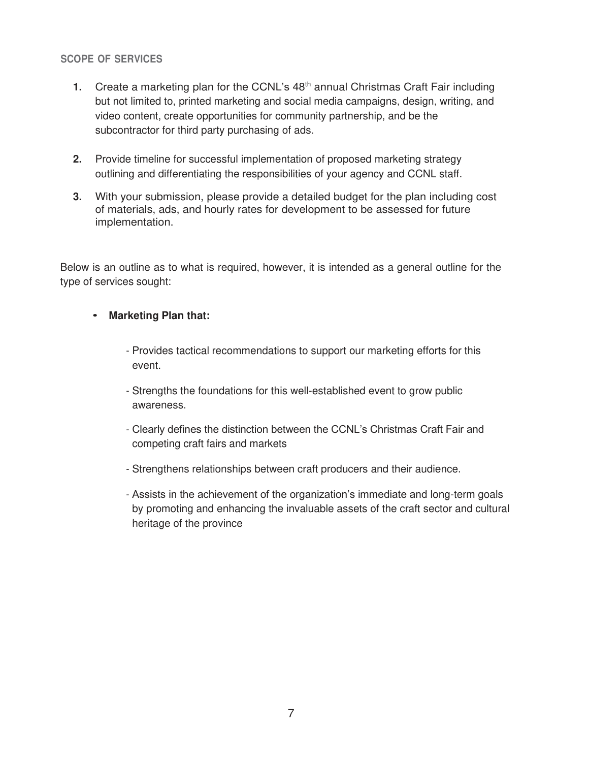## SCOPE OF SERVICES

1. Create a marketing plan for the CCNL's 48th annual Christmas Craft Fair including but not limited to, printed marketing and social media campaigns, design, writing, and video content, create opportunities for community partnership, and be the subcontractor for third party purchasing of ads.

2. Provide timeline for successful implementation of proposed marketing strategy outlining and differentiating the responsibilities of your agency and CCNL staff.

3. With your submission, please provide a detailed budget for the plan including cost of materials, ads, and hourly rates for development to be assessed for future implementation.

Below is an outline as to what is required, however, it is intended as a general outline for the type of services sought:

- **Marketing Plan that:**

  - Provides tactical recommendations to support our marketing efforts for this event.

  - Strengths the foundations for this well-established event to grow public awareness.

  - Clearly defines the distinction between the CCNL's Christmas Craft Fair and competing craft fairs and markets

  - Strengthens relationships between craft producers and their audience.

  - Assists in the achievement of the organization's immediate and long-term goals by promoting and enhancing the invaluable assets of the craft sector and cultural heritage of the province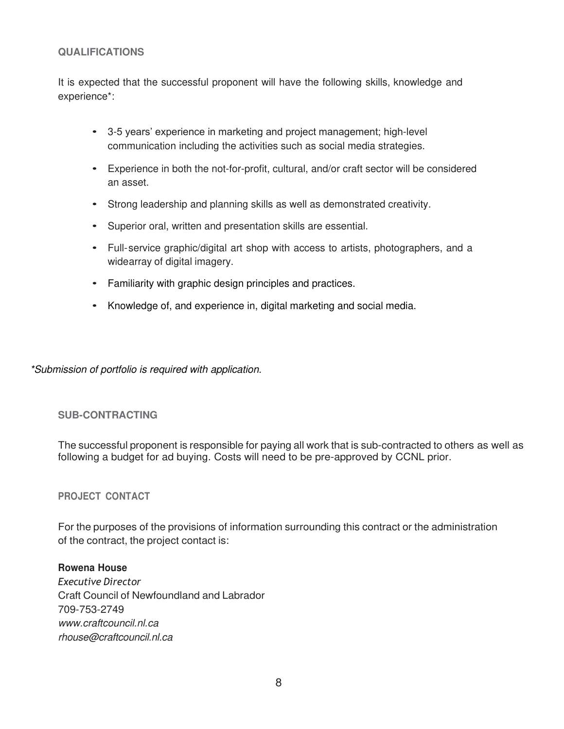## QUALIFICATIONS

It is expected that the successful proponent will have the following skills, knowledge and experience*:

- 3-5 years' experience in marketing and project management; high-level communication including the activities such as social media strategies.
- Experience in both the not-for-profit, cultural, and/or craft sector will be considered an asset.
- Strong leadership and planning skills as well as demonstrated creativity.
- Superior oral, written and presentation skills are essential.
- Full-service graphic/digital art shop with access to artists, photographers, and a widearray of digital imagery.
- Familiarity with graphic design principles and practices.
- Knowledge of, and experience in, digital marketing and social media.

*\*Submission of portfolio is required with application.*

## SUB-CONTRACTING

The successful proponent is responsible for paying all work that is sub-contracted to others as well as following a budget for ad buying. Costs will need to be pre-approved by CCNL prior.

## PROJECT CONTACT

For the purposes of the provisions of information surrounding this contract or the administration of the contract, the project contact is:

**Rowena House**
*Executive Director*
Craft Council of Newfoundland and Labrador
709-753-2749
*www.craftcouncil.nl.ca*
*rhouse@craftcouncil.nl.ca*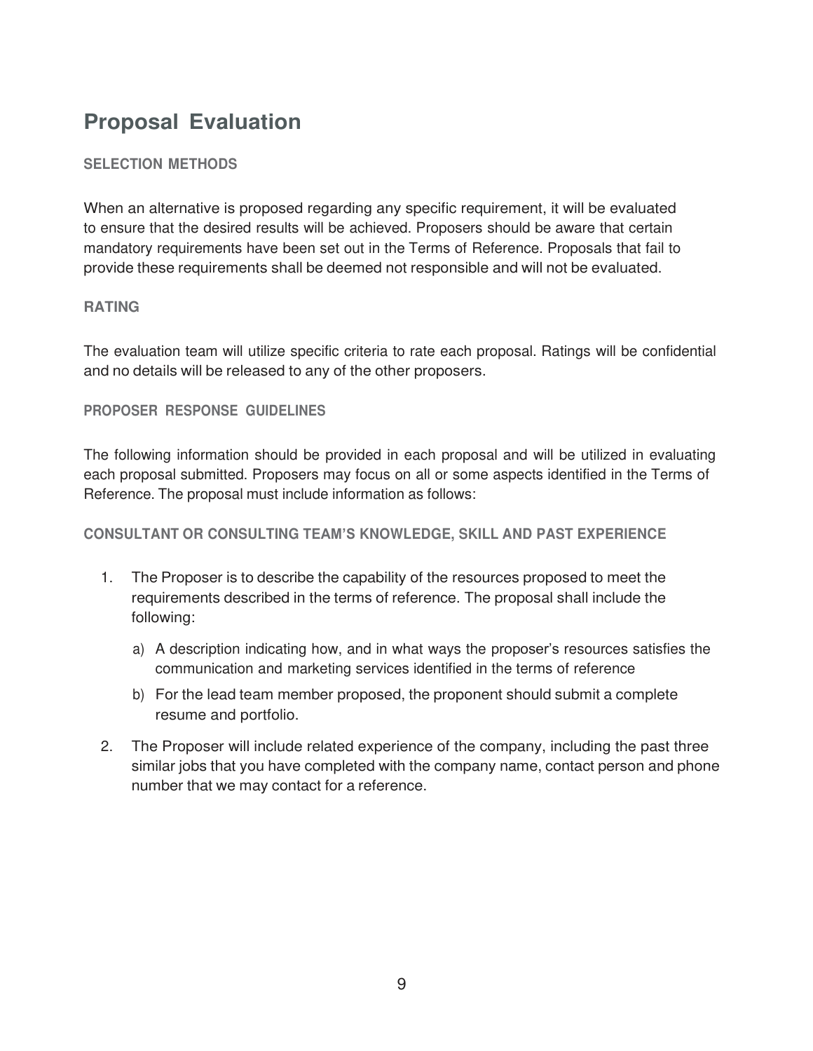# Proposal Evaluation

### SELECTION METHODS

When an alternative is proposed regarding any specific requirement, it will be evaluated to ensure that the desired results will be achieved. Proposers should be aware that certain mandatory requirements have been set out in the Terms of Reference. Proposals that fail to provide these requirements shall be deemed not responsible and will not be evaluated.

### RATING

The evaluation team will utilize specific criteria to rate each proposal. Ratings will be confidential and no details will be released to any of the other proposers.

### PROPOSER RESPONSE GUIDELINES

The following information should be provided in each proposal and will be utilized in evaluating each proposal submitted. Proposers may focus on all or some aspects identified in the Terms of Reference. The proposal must include information as follows:

### CONSULTANT OR CONSULTING TEAM'S KNOWLEDGE, SKILL AND PAST EXPERIENCE

1. The Proposer is to describe the capability of the resources proposed to meet the requirements described in the terms of reference. The proposal shall include the following:

   a) A description indicating how, and in what ways the proposer's resources satisfies the communication and marketing services identified in the terms of reference

   b) For the lead team member proposed, the proponent should submit a complete resume and portfolio.

2. The Proposer will include related experience of the company, including the past three similar jobs that you have completed with the company name, contact person and phone number that we may contact for a reference.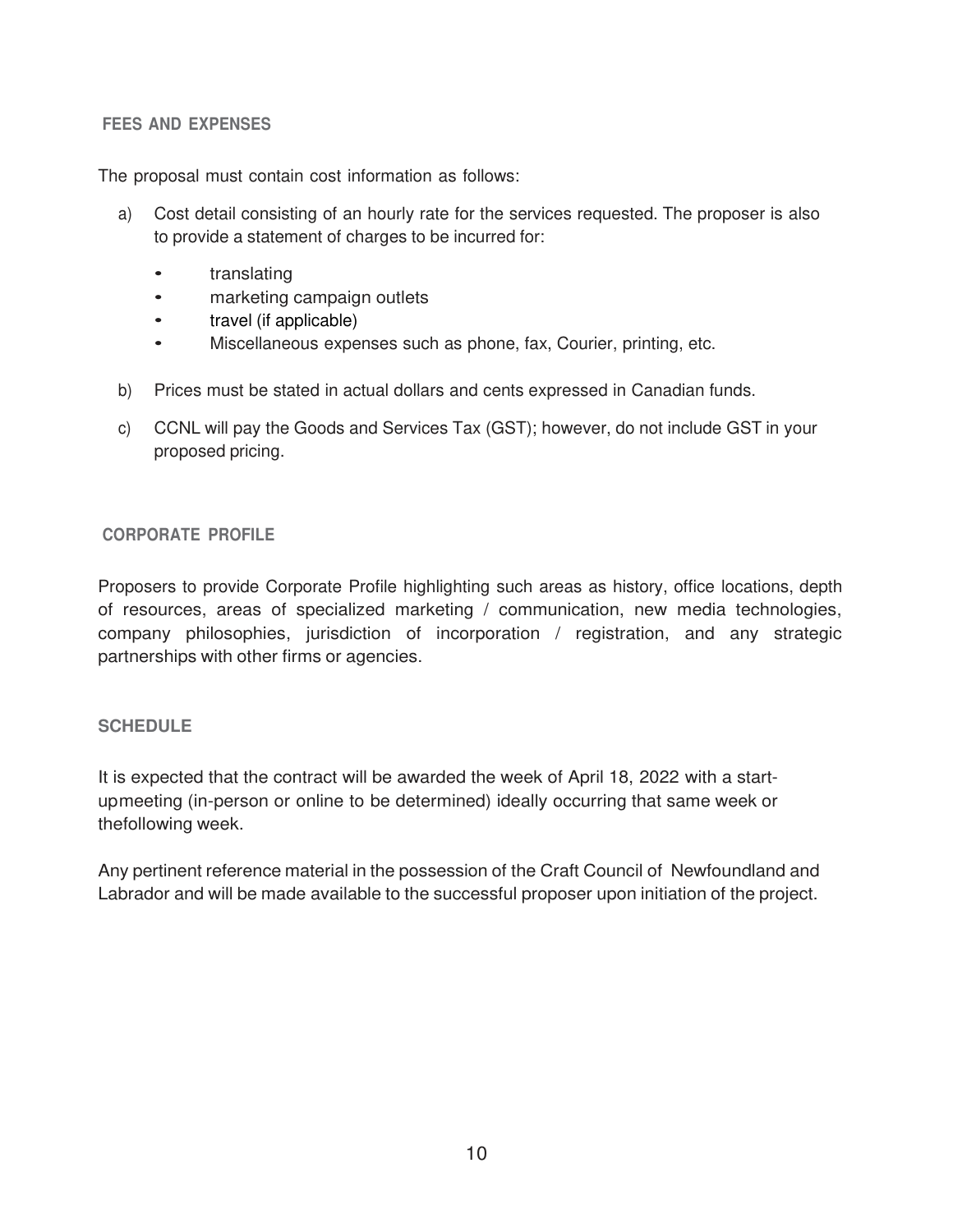## FEES AND EXPENSES

The proposal must contain cost information as follows:

a) Cost detail consisting of an hourly rate for the services requested. The proposer is also to provide a statement of charges to be incurred for:

   - translating
   - marketing campaign outlets
   - travel (if applicable)
   - Miscellaneous expenses such as phone, fax, Courier, printing, etc.

b) Prices must be stated in actual dollars and cents expressed in Canadian funds.

c) CCNL will pay the Goods and Services Tax (GST); however, do not include GST in your proposed pricing.

## CORPORATE PROFILE

Proposers to provide Corporate Profile highlighting such areas as history, office locations, depth of resources, areas of specialized marketing / communication, new media technologies, company philosophies, jurisdiction of incorporation / registration, and any strategic partnerships with other firms or agencies.

## SCHEDULE

It is expected that the contract will be awarded the week of April 18, 2022 with a start-upmeeting (in-person or online to be determined) ideally occurring that same week or thefollowing week.

Any pertinent reference material in the possession of the Craft Council of Newfoundland and Labrador and will be made available to the successful proposer upon initiation of the project.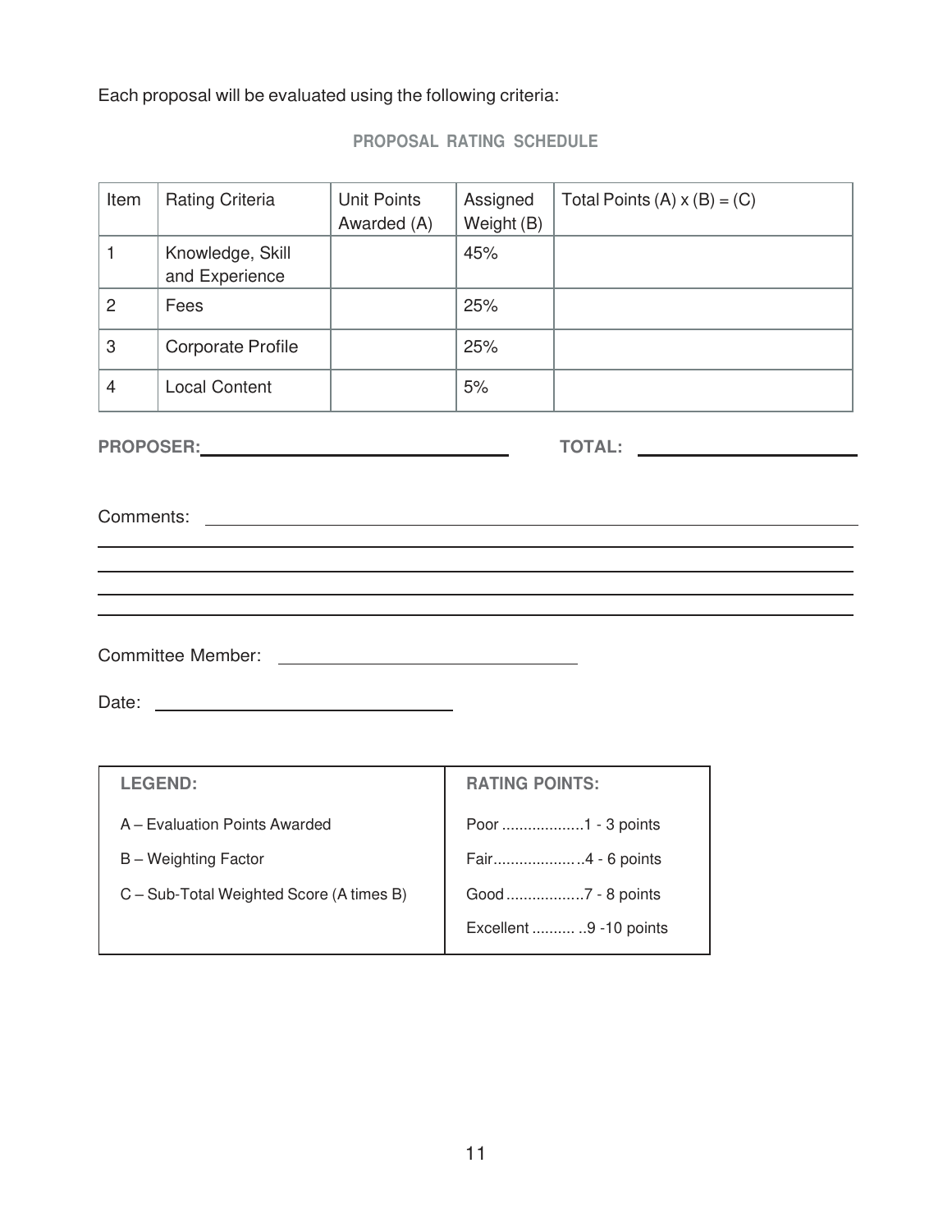Each proposal will be evaluated using the following criteria:

## PROPOSAL RATING SCHEDULE

| Item | Rating Criteria | Unit Points Awarded (A) | Assigned Weight (B) | Total Points (A) x (B) = (C) |
|---|---|---|---|---|
| 1 | Knowledge, Skill and Experience | | 45% | |
| 2 | Fees | | 25% | |
| 3 | Corporate Profile | | 25% | |
| 4 | Local Content | | 5% | |

**PROPOSER:**\_\_\_\_\_\_\_\_\_\_\_\_\_\_\_\_\_\_\_\_\_\_\_\_\_\_\_\_ **TOTAL:** \_\_\_\_\_\_\_\_\_\_\_\_\_\_\_\_\_\_\_\_

Comments: \_\_\_\_\_\_\_\_\_\_\_\_\_\_\_\_\_\_\_\_\_\_\_\_\_\_\_\_\_\_\_\_\_\_\_\_\_\_\_\_\_\_\_\_\_\_\_\_\_\_\_\_\_\_\_\_\_\_\_\_\_\_\_\_

\_\_\_\_\_\_\_\_\_\_\_\_\_\_\_\_\_\_\_\_\_\_\_\_\_\_\_\_\_\_\_\_\_\_\_\_\_\_\_\_\_\_\_\_\_\_\_\_\_\_\_\_\_\_\_\_\_\_\_\_\_\_\_\_\_\_\_\_\_\_\_\_\_\_\_\_

\_\_\_\_\_\_\_\_\_\_\_\_\_\_\_\_\_\_\_\_\_\_\_\_\_\_\_\_\_\_\_\_\_\_\_\_\_\_\_\_\_\_\_\_\_\_\_\_\_\_\_\_\_\_\_\_\_\_\_\_\_\_\_\_\_\_\_\_\_\_\_\_\_\_\_\_

\_\_\_\_\_\_\_\_\_\_\_\_\_\_\_\_\_\_\_\_\_\_\_\_\_\_\_\_\_\_\_\_\_\_\_\_\_\_\_\_\_\_\_\_\_\_\_\_\_\_\_\_\_\_\_\_\_\_\_\_\_\_\_\_\_\_\_\_\_\_\_\_\_\_\_\_

\_\_\_\_\_\_\_\_\_\_\_\_\_\_\_\_\_\_\_\_\_\_\_\_\_\_\_\_\_\_\_\_\_\_\_\_\_\_\_\_\_\_\_\_\_\_\_\_\_\_\_\_\_\_\_\_\_\_\_\_\_\_\_\_\_\_\_\_\_\_\_\_\_\_\_\_

Committee Member: \_\_\_\_\_\_\_\_\_\_\_\_\_\_\_\_\_\_\_\_\_\_\_\_\_\_\_\_

Date: \_\_\_\_\_\_\_\_\_\_\_\_\_\_\_\_\_\_\_\_\_\_\_\_\_\_\_\_

| **LEGEND:** | **RATING POINTS:** |
|---|---|
| A – Evaluation Points Awarded | Poor ..................1 - 3 points |
| B – Weighting Factor | Fair.....................4 - 6 points |
| C – Sub-Total Weighted Score (A times B) | Good .................7 - 8 points |
| | Excellent .......... ..9 -10 points |